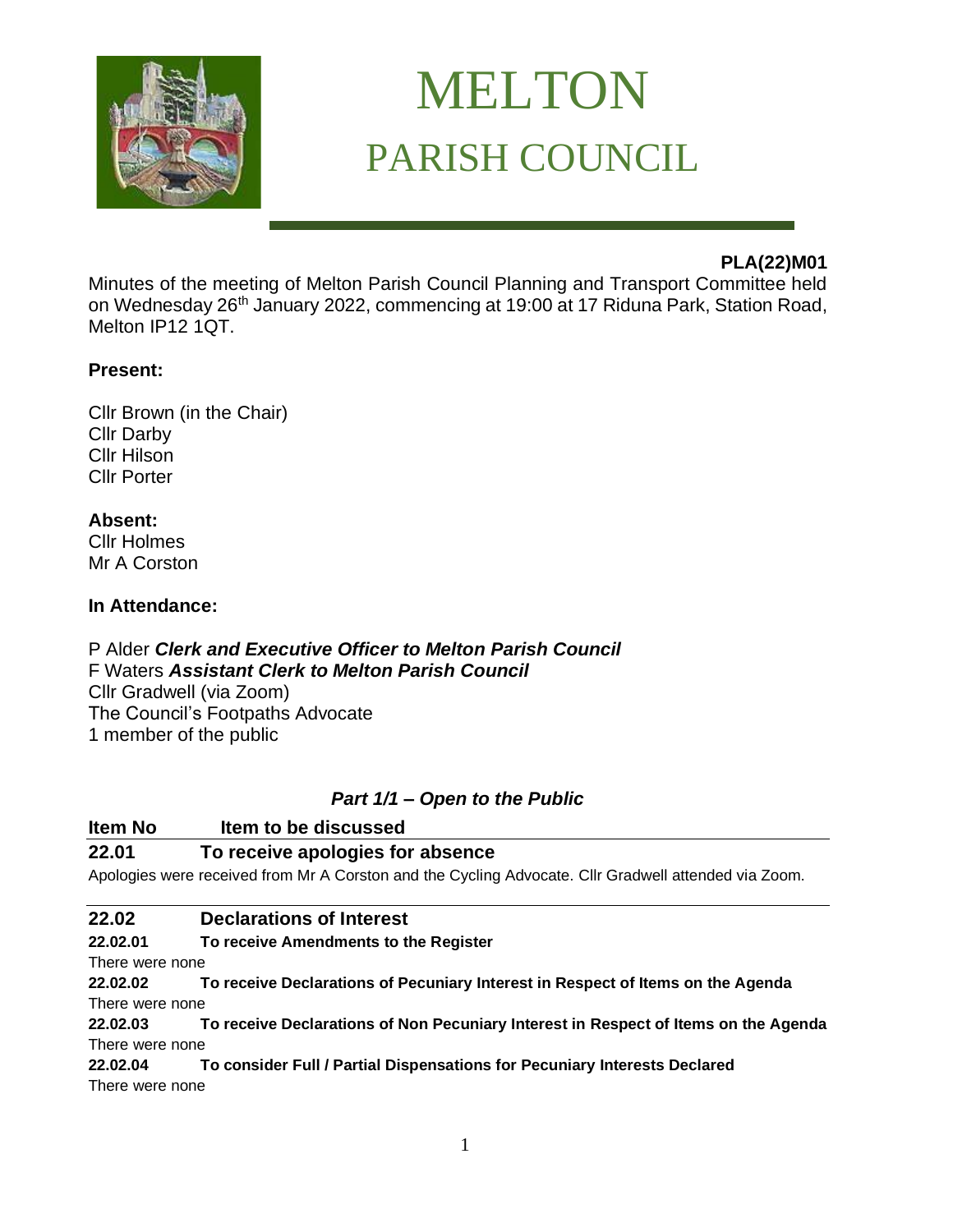# MELTON
## PARISH COUNCIL

**PLA(22)M01**

Minutes of the meeting of Melton Parish Council Planning and Transport Committee held on Wednesday 26th January 2022, commencing at 19:00 at 17 Riduna Park, Station Road, Melton IP12 1QT.

**Present:**

Cllr Brown (in the Chair)
Cllr Darby
Cllr Hilson
Cllr Porter

**Absent:**
Cllr Holmes
Mr A Corston

**In Attendance:**

P Alder ***Clerk and Executive Officer to Melton Parish Council***
F Waters ***Assistant Clerk to Melton Parish Council***
Cllr Gradwell (via Zoom)
The Council's Footpaths Advocate
1 member of the public

***Part 1/1 – Open to the Public***

| **Item No** | **Item to be discussed** |
|---|---|

### 22.01 To receive apologies for absence

Apologies were received from Mr A Corston and the Cycling Advocate. Cllr Gradwell attended via Zoom.

### 22.02 Declarations of Interest

**22.02.01 To receive Amendments to the Register**

There were none

**22.02.02 To receive Declarations of Pecuniary Interest in Respect of Items on the Agenda**

There were none

**22.02.03 To receive Declarations of Non Pecuniary Interest in Respect of Items on the Agenda**

There were none

**22.02.04 To consider Full / Partial Dispensations for Pecuniary Interests Declared**

There were none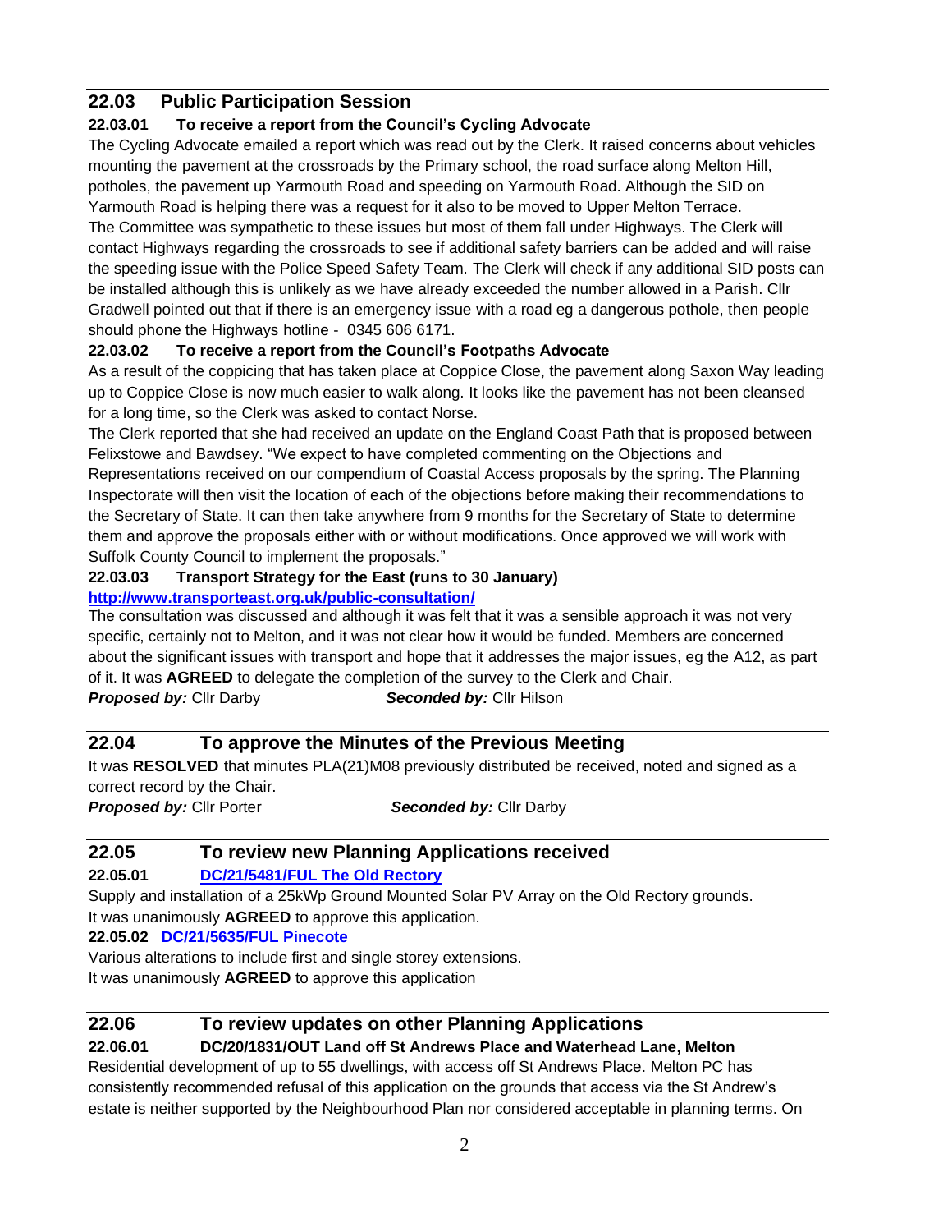## 22.03 Public Participation Session

**22.03.01 To receive a report from the Council's Cycling Advocate**

The Cycling Advocate emailed a report which was read out by the Clerk. It raised concerns about vehicles mounting the pavement at the crossroads by the Primary school, the road surface along Melton Hill, potholes, the pavement up Yarmouth Road and speeding on Yarmouth Road. Although the SID on Yarmouth Road is helping there was a request for it also to be moved to Upper Melton Terrace.

The Committee was sympathetic to these issues but most of them fall under Highways. The Clerk will contact Highways regarding the crossroads to see if additional safety barriers can be added and will raise the speeding issue with the Police Speed Safety Team. The Clerk will check if any additional SID posts can be installed although this is unlikely as we have already exceeded the number allowed in a Parish. Cllr Gradwell pointed out that if there is an emergency issue with a road eg a dangerous pothole, then people should phone the Highways hotline - 0345 606 6171.

**22.03.02 To receive a report from the Council's Footpaths Advocate**

As a result of the coppicing that has taken place at Coppice Close, the pavement along Saxon Way leading up to Coppice Close is now much easier to walk along. It looks like the pavement has not been cleansed for a long time, so the Clerk was asked to contact Norse.

The Clerk reported that she had received an update on the England Coast Path that is proposed between Felixstowe and Bawdsey. "We expect to have completed commenting on the Objections and Representations received on our compendium of Coastal Access proposals by the spring. The Planning Inspectorate will then visit the location of each of the objections before making their recommendations to the Secretary of State. It can then take anywhere from 9 months for the Secretary of State to determine them and approve the proposals either with or without modifications. Once approved we will work with Suffolk County Council to implement the proposals."

**22.03.03 Transport Strategy for the East (runs to 30 January)**

**http://www.transporteast.org.uk/public-consultation/**

The consultation was discussed and although it was felt that it was a sensible approach it was not very specific, certainly not to Melton, and it was not clear how it would be funded. Members are concerned about the significant issues with transport and hope that it addresses the major issues, eg the A12, as part of it. It was **AGREED** to delegate the completion of the survey to the Clerk and Chair.

***Proposed by:*** Cllr Darby ***Seconded by:*** Cllr Hilson

## 22.04 To approve the Minutes of the Previous Meeting

It was **RESOLVED** that minutes PLA(21)M08 previously distributed be received, noted and signed as a correct record by the Chair.

***Proposed by:*** Cllr Porter ***Seconded by:*** Cllr Darby

## 22.05 To review new Planning Applications received

**22.05.01 DC/21/5481/FUL The Old Rectory**

Supply and installation of a 25kWp Ground Mounted Solar PV Array on the Old Rectory grounds.

It was unanimously **AGREED** to approve this application.

**22.05.02 DC/21/5635/FUL Pinecote**

Various alterations to include first and single storey extensions.

It was unanimously **AGREED** to approve this application

## 22.06 To review updates on other Planning Applications

**22.06.01 DC/20/1831/OUT Land off St Andrews Place and Waterhead Lane, Melton**

Residential development of up to 55 dwellings, with access off St Andrews Place. Melton PC has consistently recommended refusal of this application on the grounds that access via the St Andrew's estate is neither supported by the Neighbourhood Plan nor considered acceptable in planning terms. On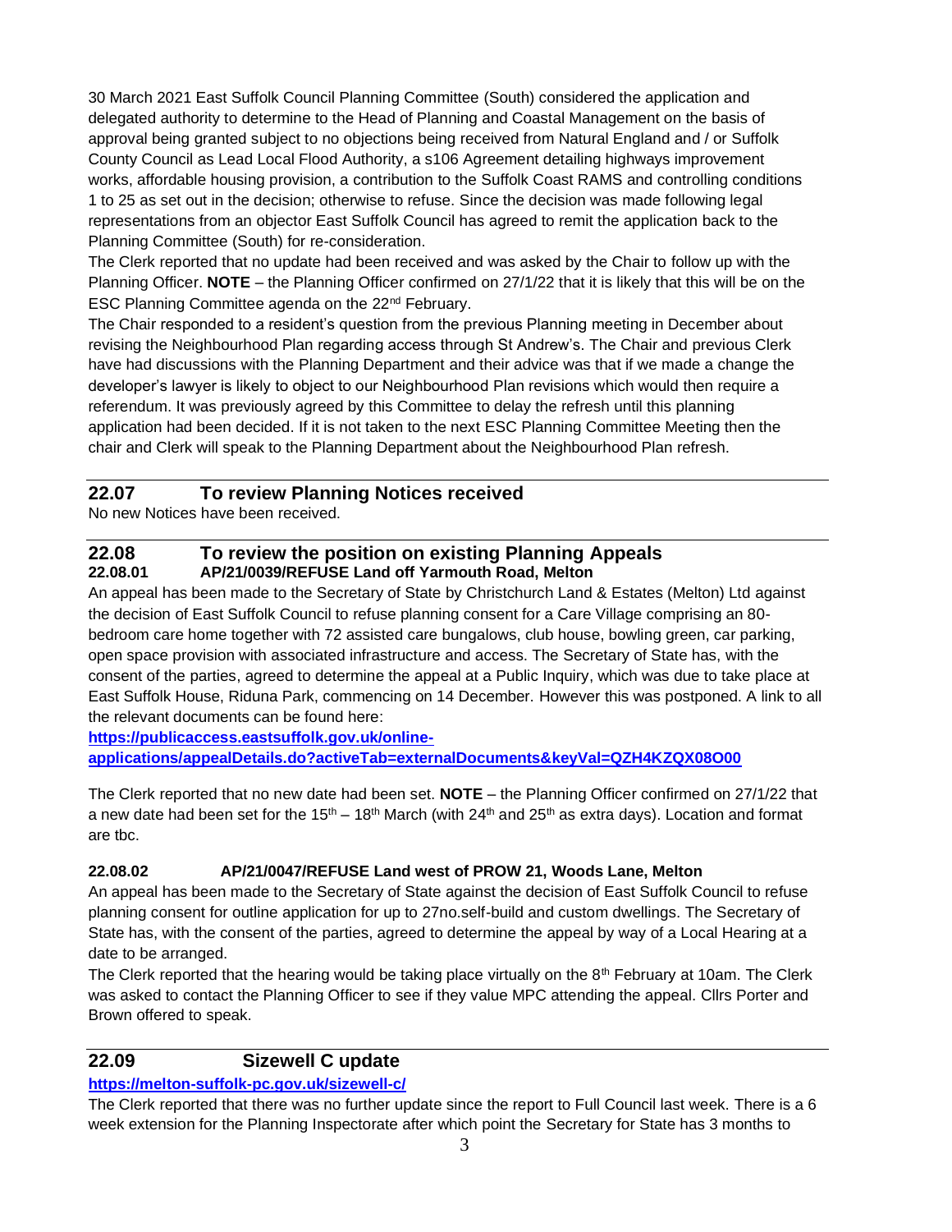30 March 2021 East Suffolk Council Planning Committee (South) considered the application and delegated authority to determine to the Head of Planning and Coastal Management on the basis of approval being granted subject to no objections being received from Natural England and / or Suffolk County Council as Lead Local Flood Authority, a s106 Agreement detailing highways improvement works, affordable housing provision, a contribution to the Suffolk Coast RAMS and controlling conditions 1 to 25 as set out in the decision; otherwise to refuse. Since the decision was made following legal representations from an objector East Suffolk Council has agreed to remit the application back to the Planning Committee (South) for re-consideration.

The Clerk reported that no update had been received and was asked by the Chair to follow up with the Planning Officer. **NOTE** – the Planning Officer confirmed on 27/1/22 that it is likely that this will be on the ESC Planning Committee agenda on the 22nd February.

The Chair responded to a resident's question from the previous Planning meeting in December about revising the Neighbourhood Plan regarding access through St Andrew's. The Chair and previous Clerk have had discussions with the Planning Department and their advice was that if we made a change the developer's lawyer is likely to object to our Neighbourhood Plan revisions which would then require a referendum. It was previously agreed by this Committee to delay the refresh until this planning application had been decided. If it is not taken to the next ESC Planning Committee Meeting then the chair and Clerk will speak to the Planning Department about the Neighbourhood Plan refresh.

## 22.07 To review Planning Notices received

No new Notices have been received.

## 22.08 To review the position on existing Planning Appeals

### 22.08.01 AP/21/0039/REFUSE Land off Yarmouth Road, Melton

An appeal has been made to the Secretary of State by Christchurch Land & Estates (Melton) Ltd against the decision of East Suffolk Council to refuse planning consent for a Care Village comprising an 80-bedroom care home together with 72 assisted care bungalows, club house, bowling green, car parking, open space provision with associated infrastructure and access. The Secretary of State has, with the consent of the parties, agreed to determine the appeal at a Public Inquiry, which was due to take place at East Suffolk House, Riduna Park, commencing on 14 December. However this was postponed. A link to all the relevant documents can be found here:

[https://publicaccess.eastsuffolk.gov.uk/online-applications/appealDetails.do?activeTab=externalDocuments&keyVal=QZH4KZQX08O00](https://publicaccess.eastsuffolk.gov.uk/online-applications/appealDetails.do?activeTab=externalDocuments&keyVal=QZH4KZQX08O00)

The Clerk reported that no new date had been set. **NOTE** – the Planning Officer confirmed on 27/1/22 that a new date had been set for the 15th – 18th March (with 24th and 25th as extra days). Location and format are tbc.

### 22.08.02 AP/21/0047/REFUSE Land west of PROW 21, Woods Lane, Melton

An appeal has been made to the Secretary of State against the decision of East Suffolk Council to refuse planning consent for outline application for up to 27no.self-build and custom dwellings. The Secretary of State has, with the consent of the parties, agreed to determine the appeal by way of a Local Hearing at a date to be arranged.

The Clerk reported that the hearing would be taking place virtually on the 8th February at 10am. The Clerk was asked to contact the Planning Officer to see if they value MPC attending the appeal. Cllrs Porter and Brown offered to speak.

## 22.09 Sizewell C update

[https://melton-suffolk-pc.gov.uk/sizewell-c/](https://melton-suffolk-pc.gov.uk/sizewell-c/)

The Clerk reported that there was no further update since the report to Full Council last week. There is a 6 week extension for the Planning Inspectorate after which point the Secretary for State has 3 months to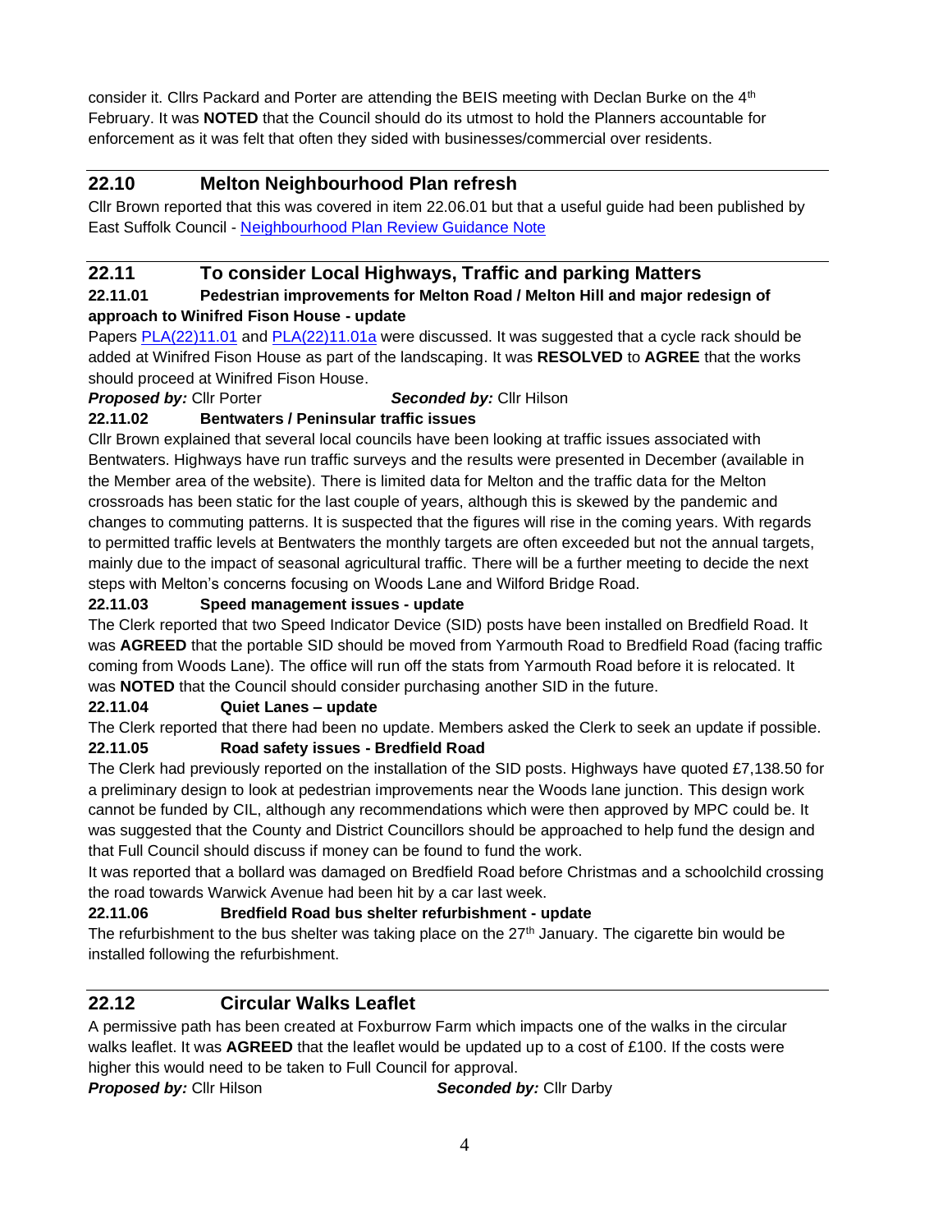consider it. Cllrs Packard and Porter are attending the BEIS meeting with Declan Burke on the 4th February. It was **NOTED** that the Council should do its utmost to hold the Planners accountable for enforcement as it was felt that often they sided with businesses/commercial over residents.

## 22.10 Melton Neighbourhood Plan refresh

Cllr Brown reported that this was covered in item 22.06.01 but that a useful guide had been published by East Suffolk Council - [Neighbourhood Plan Review Guidance Note]

## 22.11 To consider Local Highways, Traffic and parking Matters

**22.11.01 Pedestrian improvements for Melton Road / Melton Hill and major redesign of approach to Winifred Fison House - update**

Papers [PLA(22)11.01] and [PLA(22)11.01a] were discussed. It was suggested that a cycle rack should be added at Winifred Fison House as part of the landscaping. It was **RESOLVED** to **AGREE** that the works should proceed at Winifred Fison House.

***Proposed by:*** Cllr Porter ***Seconded by:*** Cllr Hilson

**22.11.02 Bentwaters / Peninsular traffic issues**

Cllr Brown explained that several local councils have been looking at traffic issues associated with Bentwaters. Highways have run traffic surveys and the results were presented in December (available in the Member area of the website). There is limited data for Melton and the traffic data for the Melton crossroads has been static for the last couple of years, although this is skewed by the pandemic and changes to commuting patterns. It is suspected that the figures will rise in the coming years. With regards to permitted traffic levels at Bentwaters the monthly targets are often exceeded but not the annual targets, mainly due to the impact of seasonal agricultural traffic. There will be a further meeting to decide the next steps with Melton's concerns focusing on Woods Lane and Wilford Bridge Road.

**22.11.03 Speed management issues - update**

The Clerk reported that two Speed Indicator Device (SID) posts have been installed on Bredfield Road. It was **AGREED** that the portable SID should be moved from Yarmouth Road to Bredfield Road (facing traffic coming from Woods Lane). The office will run off the stats from Yarmouth Road before it is relocated. It was **NOTED** that the Council should consider purchasing another SID in the future.

**22.11.04 Quiet Lanes – update**

The Clerk reported that there had been no update. Members asked the Clerk to seek an update if possible.

**22.11.05 Road safety issues - Bredfield Road**

The Clerk had previously reported on the installation of the SID posts. Highways have quoted £7,138.50 for a preliminary design to look at pedestrian improvements near the Woods lane junction. This design work cannot be funded by CIL, although any recommendations which were then approved by MPC could be. It was suggested that the County and District Councillors should be approached to help fund the design and that Full Council should discuss if money can be found to fund the work.

It was reported that a bollard was damaged on Bredfield Road before Christmas and a schoolchild crossing the road towards Warwick Avenue had been hit by a car last week.

**22.11.06 Bredfield Road bus shelter refurbishment - update**

The refurbishment to the bus shelter was taking place on the 27th January. The cigarette bin would be installed following the refurbishment.

## 22.12 Circular Walks Leaflet

A permissive path has been created at Foxburrow Farm which impacts one of the walks in the circular walks leaflet. It was **AGREED** that the leaflet would be updated up to a cost of £100. If the costs were higher this would need to be taken to Full Council for approval.

***Proposed by:*** Cllr Hilson ***Seconded by:*** Cllr Darby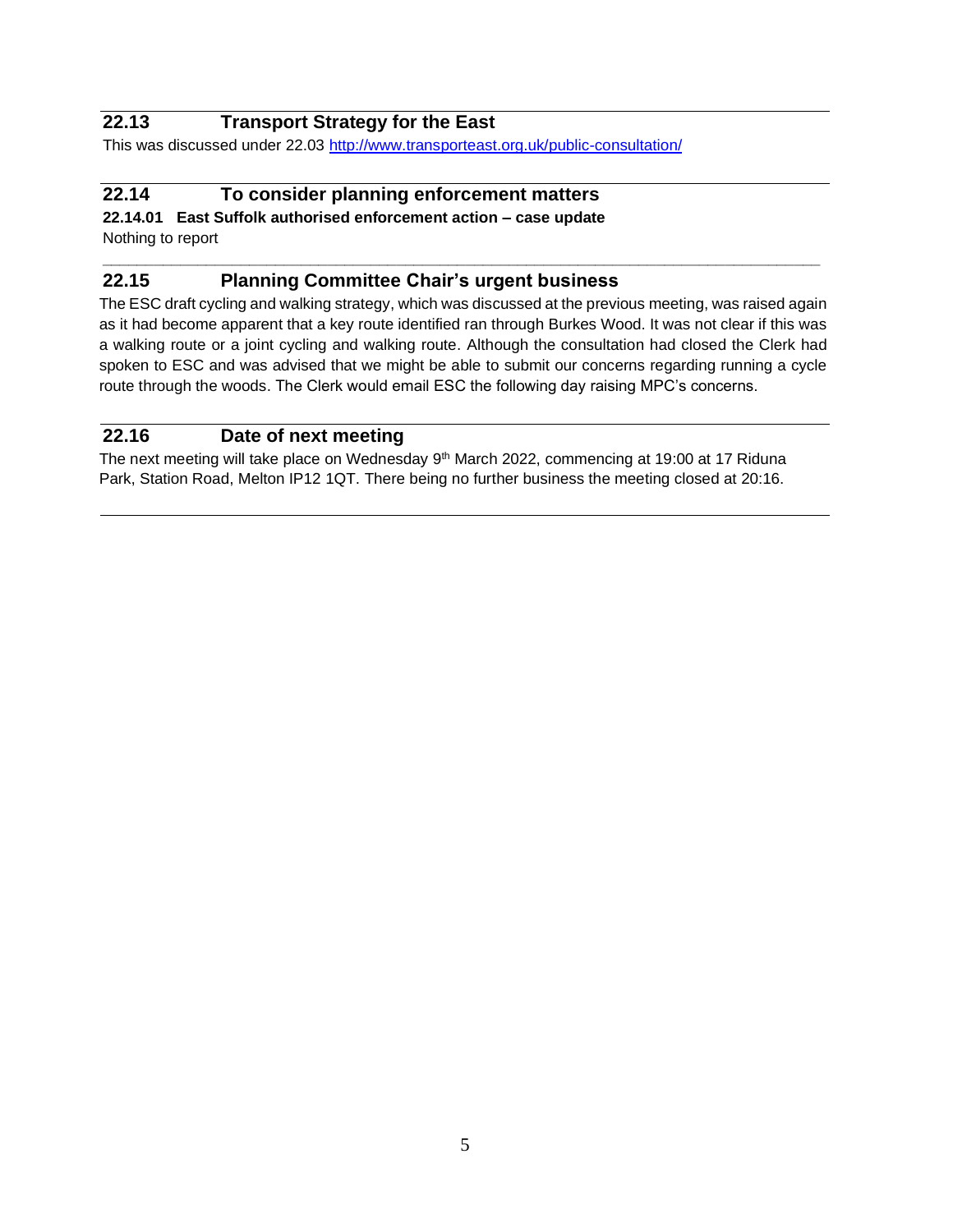## 22.13 Transport Strategy for the East

This was discussed under 22.03 http://www.transporteast.org.uk/public-consultation/

## 22.14 To consider planning enforcement matters

**22.14.01 East Suffolk authorised enforcement action – case update**

Nothing to report

## 22.15 Planning Committee Chair's urgent business

The ESC draft cycling and walking strategy, which was discussed at the previous meeting, was raised again as it had become apparent that a key route identified ran through Burkes Wood. It was not clear if this was a walking route or a joint cycling and walking route. Although the consultation had closed the Clerk had spoken to ESC and was advised that we might be able to submit our concerns regarding running a cycle route through the woods. The Clerk would email ESC the following day raising MPC's concerns.

## 22.16 Date of next meeting

The next meeting will take place on Wednesday 9th March 2022, commencing at 19:00 at 17 Riduna Park, Station Road, Melton IP12 1QT. There being no further business the meeting closed at 20:16.